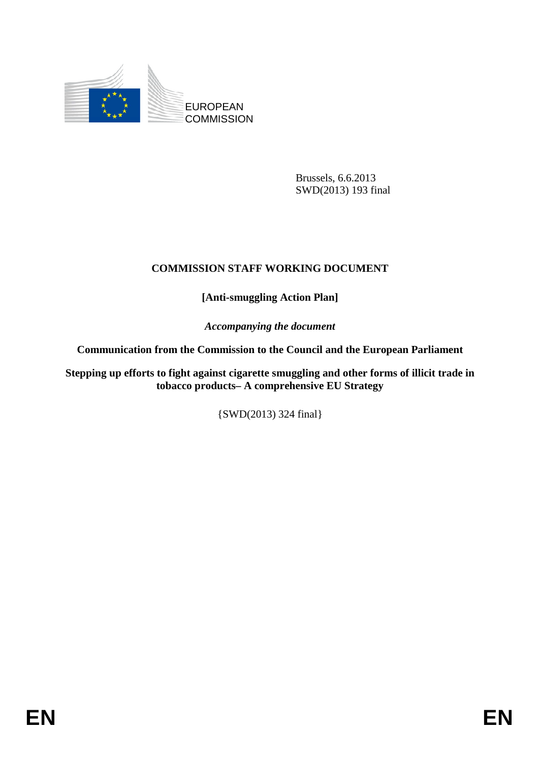EUROPEAN COMMISSION

Brussels, 6.6.2013
SWD(2013) 193 final

# COMMISSION STAFF WORKING DOCUMENT

## [Anti-smuggling Action Plan]

*Accompanying the document*

**Communication from the Commission to the Council and the European Parliament**

**Stepping up efforts to fight against cigarette smuggling and other forms of illicit trade in tobacco products– A comprehensive EU Strategy**

{SWD(2013) 324 final}

EN EN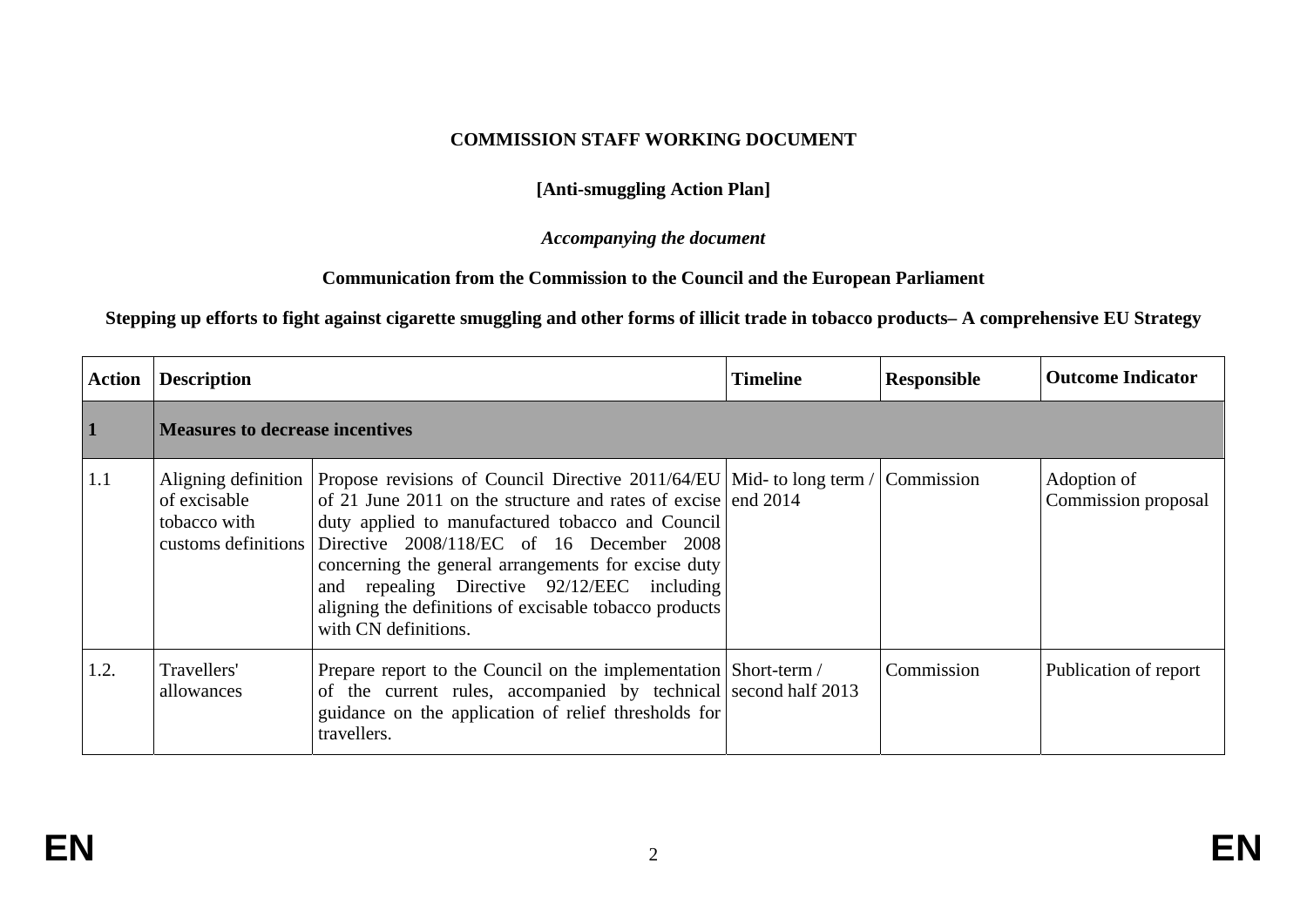**COMMISSION STAFF WORKING DOCUMENT**

**[Anti-smuggling Action Plan]**

***Accompanying the document***

**Communication from the Commission to the Council and the European Parliament**

**Stepping up efforts to fight against cigarette smuggling and other forms of illicit trade in tobacco products– A comprehensive EU Strategy**

| Action | Description | | Timeline | Responsible | Outcome Indicator |
|---|---|---|---|---|---|
| **1** | **Measures to decrease incentives** | | | | |
| 1.1 | Aligning definition of excisable tobacco with customs definitions | Propose revisions of Council Directive 2011/64/EU of 21 June 2011 on the structure and rates of excise duty applied to manufactured tobacco and Council Directive 2008/118/EC of 16 December 2008 concerning the general arrangements for excise duty and repealing Directive 92/12/EEC including aligning the definitions of excisable tobacco products with CN definitions. | Mid- to long term / end 2014 | Commission | Adoption of Commission proposal |
| 1.2. | Travellers' allowances | Prepare report to the Council on the implementation of the current rules, accompanied by technical guidance on the application of relief thresholds for travellers. | Short-term / second half 2013 | Commission | Publication of report |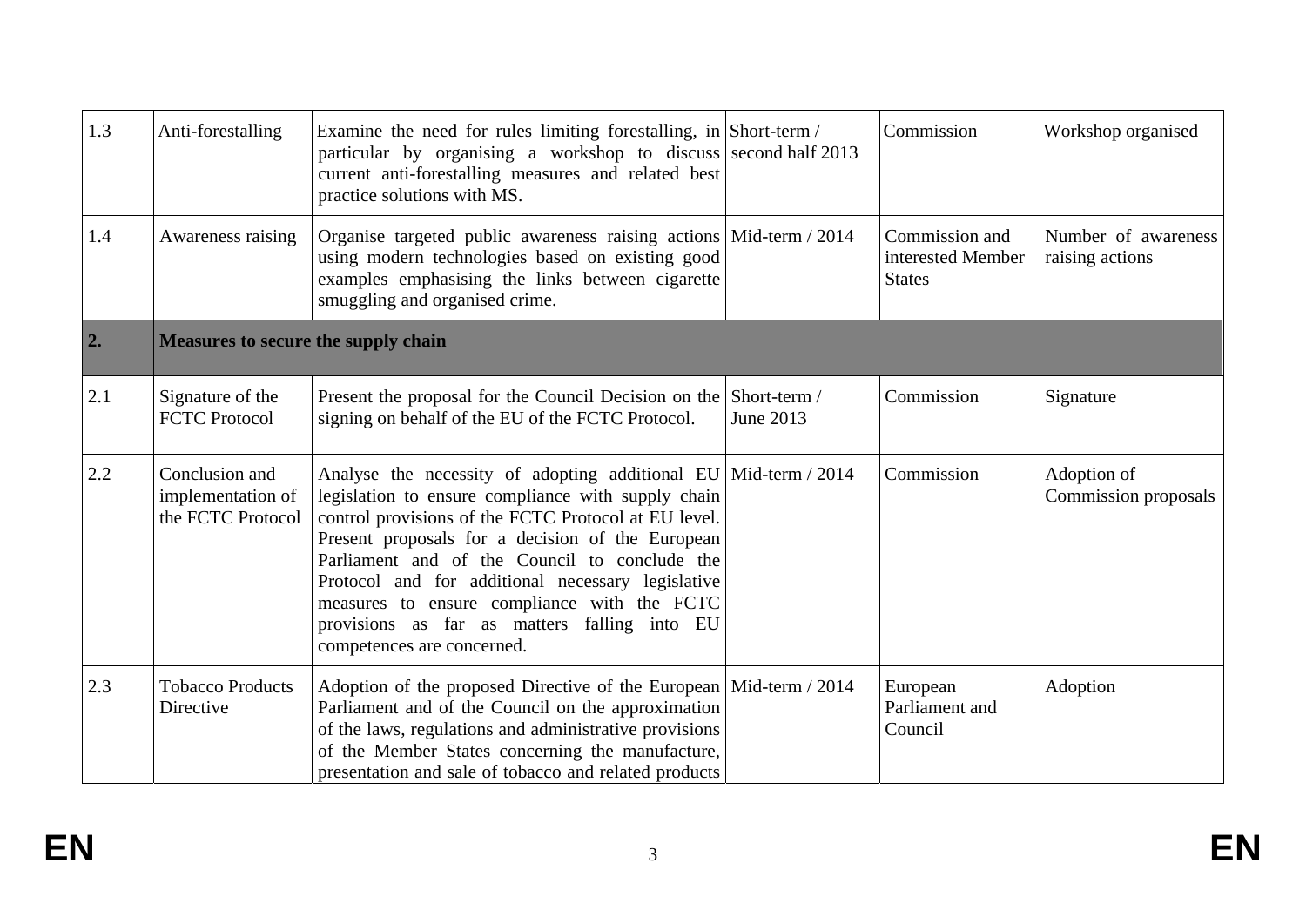| | | | | | |
|---|---|---|---|---|---|
| 1.3 | Anti-forestalling | Examine the need for rules limiting forestalling, in particular by organising a workshop to discuss current anti-forestalling measures and related best practice solutions with MS. | Short-term / second half 2013 | Commission | Workshop organised |
| 1.4 | Awareness raising | Organise targeted public awareness raising actions using modern technologies based on existing good examples emphasising the links between cigarette smuggling and organised crime. | Mid-term / 2014 | Commission and interested Member States | Number of awareness raising actions |
| **2.** | **Measures to secure the supply chain** | | | | |
| 2.1 | Signature of the FCTC Protocol | Present the proposal for the Council Decision on the signing on behalf of the EU of the FCTC Protocol. | Short-term / June 2013 | Commission | Signature |
| 2.2 | Conclusion and implementation of the FCTC Protocol | Analyse the necessity of adopting additional EU legislation to ensure compliance with supply chain control provisions of the FCTC Protocol at EU level. Present proposals for a decision of the European Parliament and of the Council to conclude the Protocol and for additional necessary legislative measures to ensure compliance with the FCTC provisions as far as matters falling into EU competences are concerned. | Mid-term / 2014 | Commission | Adoption of Commission proposals |
| 2.3 | Tobacco Products Directive | Adoption of the proposed Directive of the European Parliament and of the Council on the approximation of the laws, regulations and administrative provisions of the Member States concerning the manufacture, presentation and sale of tobacco and related products | Mid-term / 2014 | European Parliament and Council | Adoption |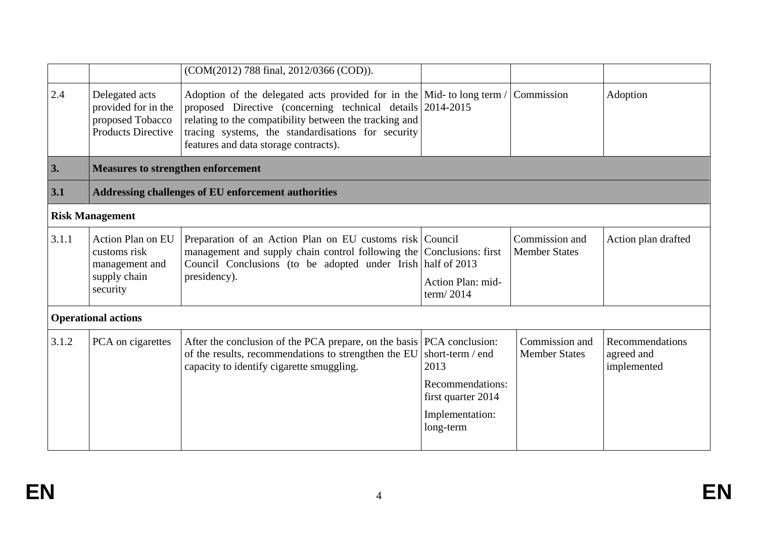| | | | | | |
|---|---|---|---|---|---|
| | | (COM(2012) 788 final, 2012/0366 (COD)). | | | |
| 2.4 | Delegated acts provided for in the proposed Tobacco Products Directive | Adoption of the delegated acts provided for in the proposed Directive (concerning technical details relating to the compatibility between the tracking and tracing systems, the standardisations for security features and data storage contracts). | Mid- to long term / 2014-2015 | Commission | Adoption |
| **3.** | **Measures to strengthen enforcement** | | | | |
| **3.1** | **Addressing challenges of EU enforcement authorities** | | | | |
| **Risk Management** | | | | | |
| 3.1.1 | Action Plan on EU customs risk management and supply chain security | Preparation of an Action Plan on EU customs risk management and supply chain control following the Council Conclusions (to be adopted under Irish presidency). | Council Conclusions: first half of 2013<br>Action Plan: mid-term/ 2014 | Commission and Member States | Action plan drafted |
| **Operational actions** | | | | | |
| 3.1.2 | PCA on cigarettes | After the conclusion of the PCA prepare, on the basis of the results, recommendations to strengthen the EU capacity to identify cigarette smuggling. | PCA conclusion: short-term / end 2013<br>Recommendations: first quarter 2014<br>Implementation: long-term | Commission and Member States | Recommendations agreed and implemented |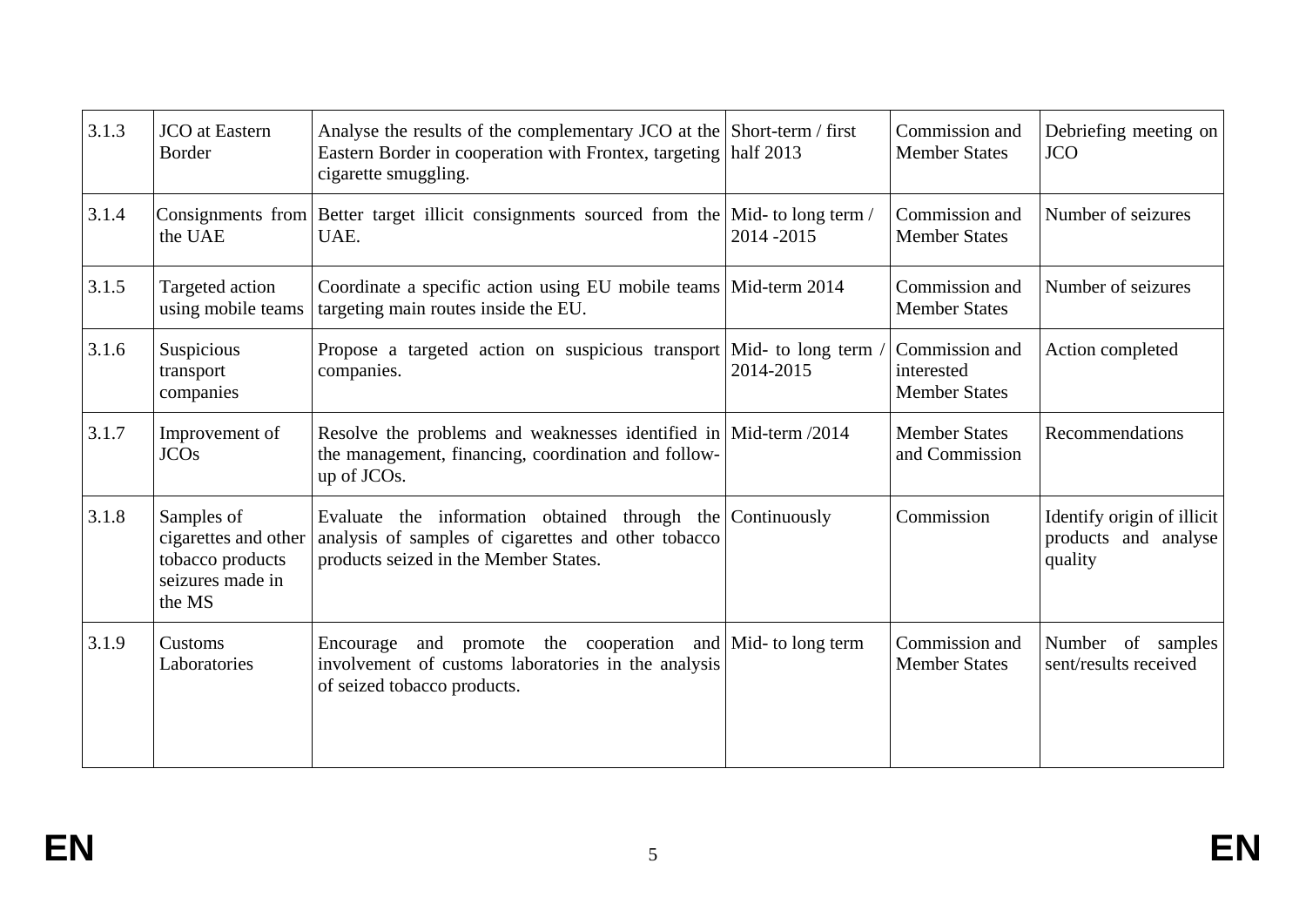| 3.1.3 | JCO at Eastern Border | Analyse the results of the complementary JCO at the Eastern Border in cooperation with Frontex, targeting cigarette smuggling. | Short-term / first half 2013 | Commission and Member States | Debriefing meeting on JCO |
|---|---|---|---|---|---|
| 3.1.4 | Consignments from the UAE | Better target illicit consignments sourced from the UAE. | Mid- to long term / 2014 -2015 | Commission and Member States | Number of seizures |
| 3.1.5 | Targeted action using mobile teams | Coordinate a specific action using EU mobile teams targeting main routes inside the EU. | Mid-term 2014 | Commission and Member States | Number of seizures |
| 3.1.6 | Suspicious transport companies | Propose a targeted action on suspicious transport companies. | Mid- to long term / 2014-2015 | Commission and interested Member States | Action completed |
| 3.1.7 | Improvement of JCOs | Resolve the problems and weaknesses identified in the management, financing, coordination and follow-up of JCOs. | Mid-term /2014 | Member States and Commission | Recommendations |
| 3.1.8 | Samples of cigarettes and other tobacco products seizures made in the MS | Evaluate the information obtained through the analysis of samples of cigarettes and other tobacco products seized in the Member States. | Continuously | Commission | Identify origin of illicit products and analyse quality |
| 3.1.9 | Customs Laboratories | Encourage and promote the cooperation and involvement of customs laboratories in the analysis of seized tobacco products. | Mid- to long term | Commission and Member States | Number of samples sent/results received |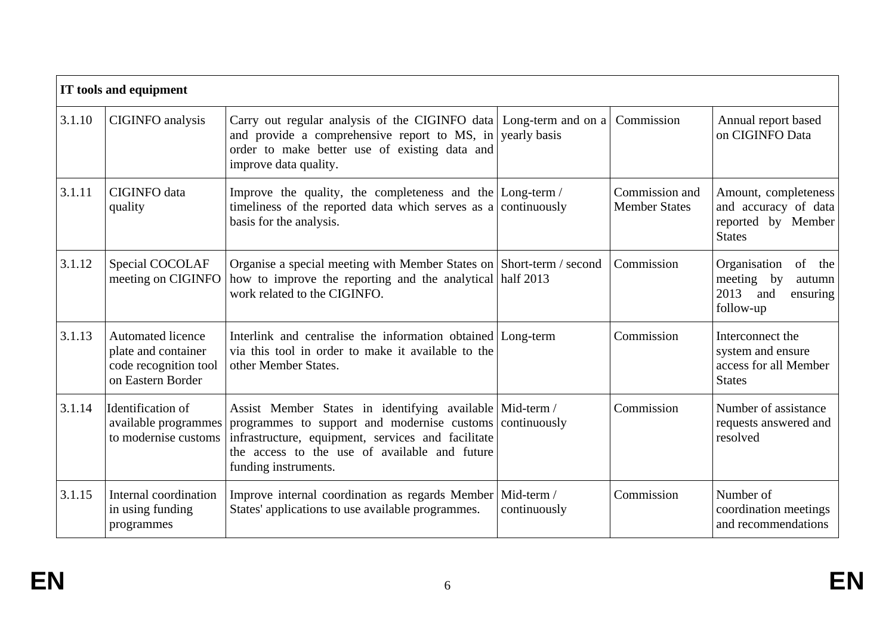| IT tools and equipment | | | | | |
|---|---|---|---|---|---|
| 3.1.10 | CIGINFO analysis | Carry out regular analysis of the CIGINFO data and provide a comprehensive report to MS, in order to make better use of existing data and improve data quality. | Long-term and on a yearly basis | Commission | Annual report based on CIGINFO Data |
| 3.1.11 | CIGINFO data quality | Improve the quality, the completeness and the timeliness of the reported data which serves as a basis for the analysis. | Long-term / continuously | Commission and Member States | Amount, completeness and accuracy of data reported by Member States |
| 3.1.12 | Special COCOLAF meeting on CIGINFO | Organise a special meeting with Member States on how to improve the reporting and the analytical work related to the CIGINFO. | Short-term / second half 2013 | Commission | Organisation of the meeting by autumn 2013 and ensuring follow-up |
| 3.1.13 | Automated licence plate and container code recognition tool on Eastern Border | Interlink and centralise the information obtained via this tool in order to make it available to the other Member States. | Long-term | Commission | Interconnect the system and ensure access for all Member States |
| 3.1.14 | Identification of available programmes to modernise customs | Assist Member States in identifying available programmes to support and modernise customs infrastructure, equipment, services and facilitate the access to the use of available and future funding instruments. | Mid-term / continuously | Commission | Number of assistance requests answered and resolved |
| 3.1.15 | Internal coordination in using funding programmes | Improve internal coordination as regards Member States' applications to use available programmes. | Mid-term / continuously | Commission | Number of coordination meetings and recommendations |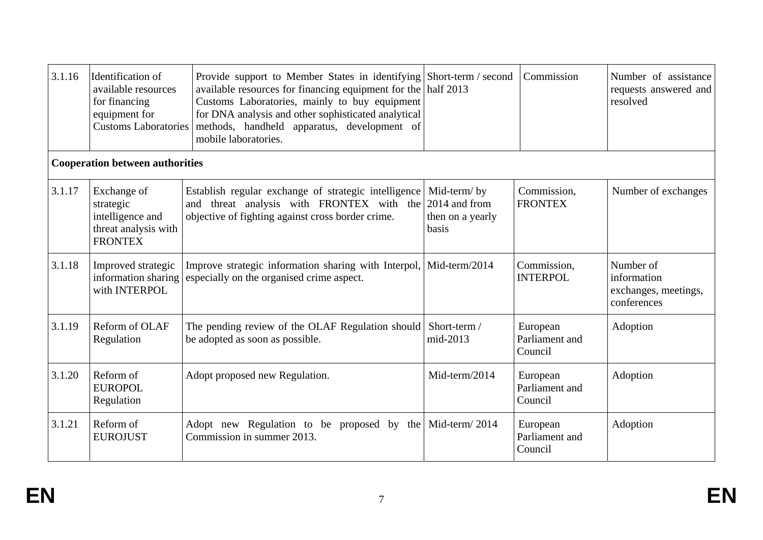| | | | | | |
|---|---|---|---|---|---|
| 3.1.16 | Identification of available resources for financing equipment for Customs Laboratories | Provide support to Member States in identifying available resources for financing equipment for the Customs Laboratories, mainly to buy equipment for DNA analysis and other sophisticated analytical methods, handheld apparatus, development of mobile laboratories. | Short-term / second half 2013 | Commission | Number of assistance requests answered and resolved |
| **Cooperation between authorities** | | | | | |
| 3.1.17 | Exchange of strategic intelligence and threat analysis with FRONTEX | Establish regular exchange of strategic intelligence and threat analysis with FRONTEX with the objective of fighting against cross border crime. | Mid-term/ by 2014 and from then on a yearly basis | Commission, FRONTEX | Number of exchanges |
| 3.1.18 | Improved strategic information sharing with INTERPOL | Improve strategic information sharing with Interpol, especially on the organised crime aspect. | Mid-term/2014 | Commission, INTERPOL | Number of information exchanges, meetings, conferences |
| 3.1.19 | Reform of OLAF Regulation | The pending review of the OLAF Regulation should be adopted as soon as possible. | Short-term / mid-2013 | European Parliament and Council | Adoption |
| 3.1.20 | Reform of EUROPOL Regulation | Adopt proposed new Regulation. | Mid-term/2014 | European Parliament and Council | Adoption |
| 3.1.21 | Reform of EUROJUST | Adopt new Regulation to be proposed by the Commission in summer 2013. | Mid-term/ 2014 | European Parliament and Council | Adoption |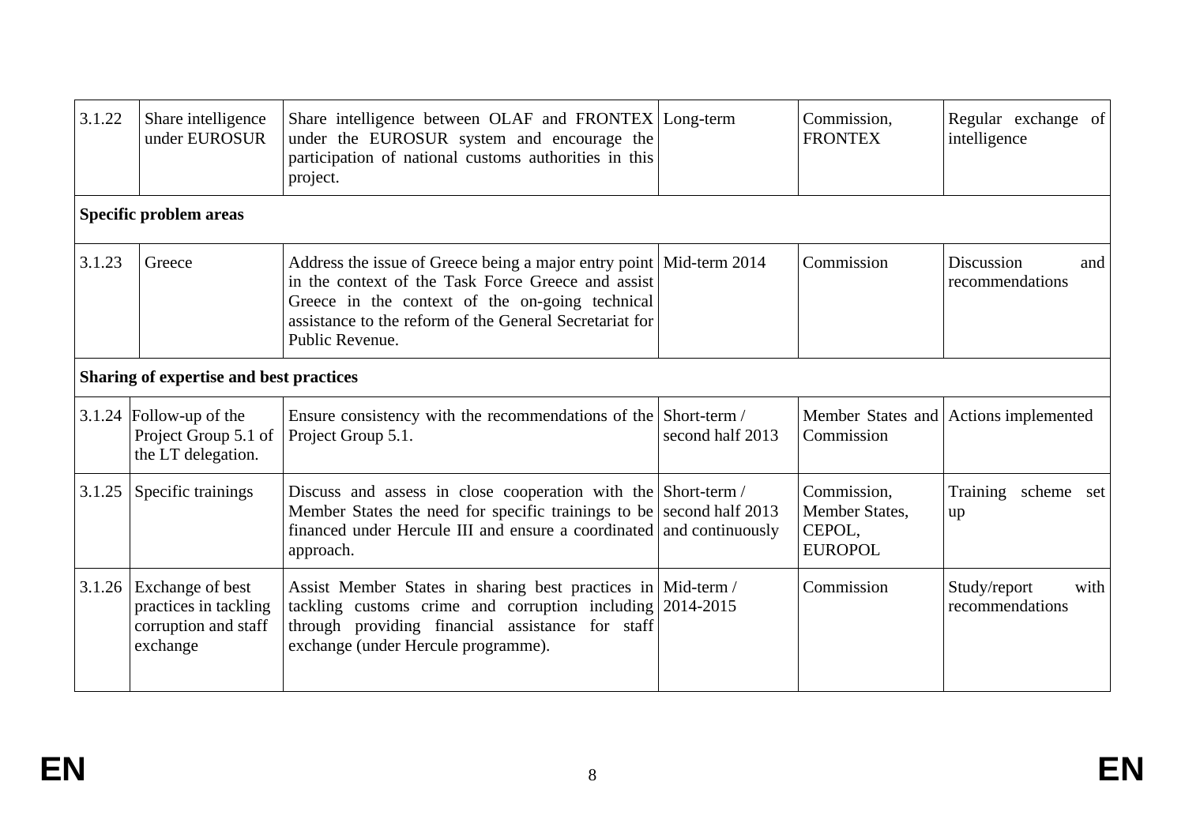| | | | | | |
|---|---|---|---|---|---|
| 3.1.22 | Share intelligence under EUROSUR | Share intelligence between OLAF and FRONTEX under the EUROSUR system and encourage the participation of national customs authorities in this project. | Long-term | Commission, FRONTEX | Regular exchange of intelligence |
| **Specific problem areas** | | | | | |
| 3.1.23 | Greece | Address the issue of Greece being a major entry point in the context of the Task Force Greece and assist Greece in the context of the on-going technical assistance to the reform of the General Secretariat for Public Revenue. | Mid-term 2014 | Commission | Discussion and recommendations |
| **Sharing of expertise and best practices** | | | | | |
| 3.1.24 | Follow-up of the Project Group 5.1 of the LT delegation. | Ensure consistency with the recommendations of the Project Group 5.1. | Short-term / second half 2013 | Member States and Commission | Actions implemented |
| 3.1.25 | Specific trainings | Discuss and assess in close cooperation with the Member States the need for specific trainings to be financed under Hercule III and ensure a coordinated approach. | Short-term / second half 2013 and continuously | Commission, Member States, CEPOL, EUROPOL | Training scheme set up |
| 3.1.26 | Exchange of best practices in tackling corruption and staff exchange | Assist Member States in sharing best practices in tackling customs crime and corruption including through providing financial assistance for staff exchange (under Hercule programme). | Mid-term / 2014-2015 | Commission | Study/report with recommendations |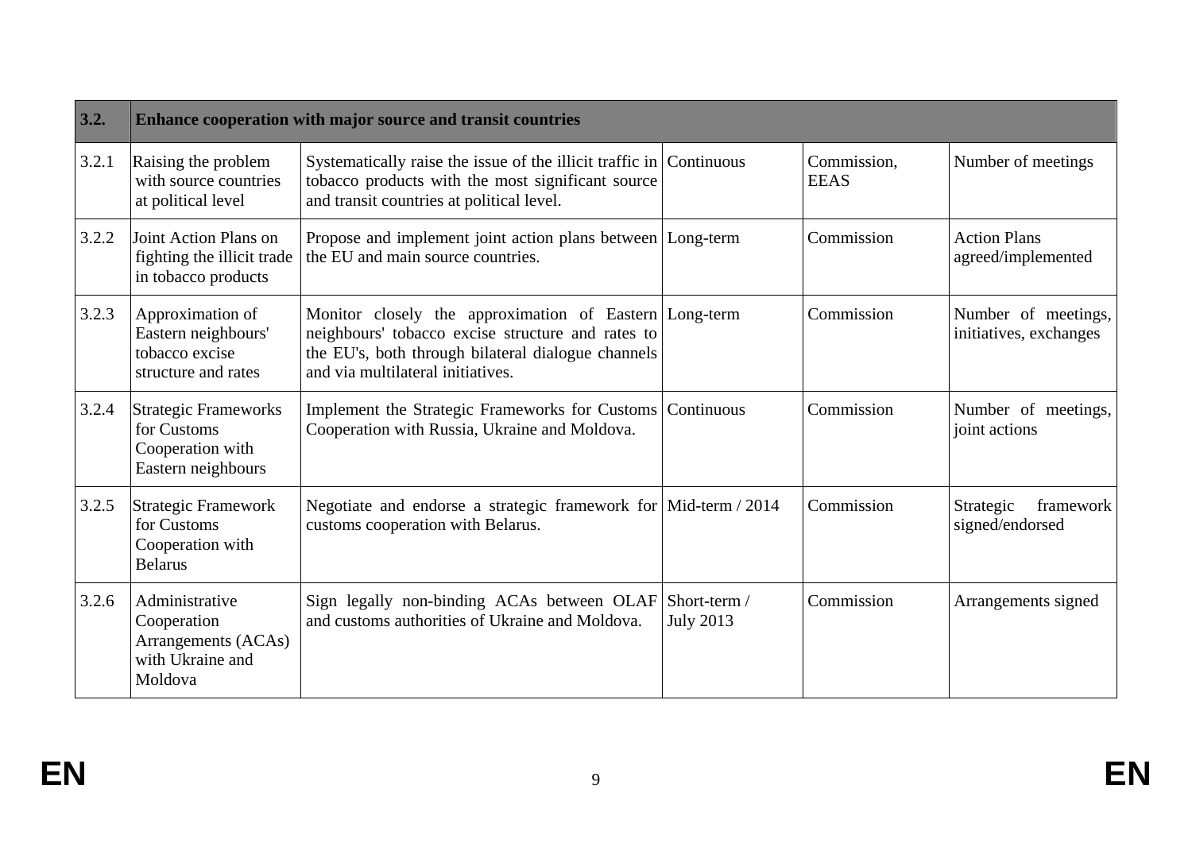| 3.2. | Enhance cooperation with major source and transit countries | | | | |
|---|---|---|---|---|---|
| 3.2.1 | Raising the problem with source countries at political level | Systematically raise the issue of the illicit traffic in tobacco products with the most significant source and transit countries at political level. | Continuous | Commission, EEAS | Number of meetings |
| 3.2.2 | Joint Action Plans on fighting the illicit trade in tobacco products | Propose and implement joint action plans between the EU and main source countries. | Long-term | Commission | Action Plans agreed/implemented |
| 3.2.3 | Approximation of Eastern neighbours' tobacco excise structure and rates | Monitor closely the approximation of Eastern neighbours' tobacco excise structure and rates to the EU's, both through bilateral dialogue channels and via multilateral initiatives. | Long-term | Commission | Number of meetings, initiatives, exchanges |
| 3.2.4 | Strategic Frameworks for Customs Cooperation with Eastern neighbours | Implement the Strategic Frameworks for Customs Cooperation with Russia, Ukraine and Moldova. | Continuous | Commission | Number of meetings, joint actions |
| 3.2.5 | Strategic Framework for Customs Cooperation with Belarus | Negotiate and endorse a strategic framework for customs cooperation with Belarus. | Mid-term / 2014 | Commission | Strategic framework signed/endorsed |
| 3.2.6 | Administrative Cooperation Arrangements (ACAs) with Ukraine and Moldova | Sign legally non-binding ACAs between OLAF and customs authorities of Ukraine and Moldova. | Short-term / July 2013 | Commission | Arrangements signed |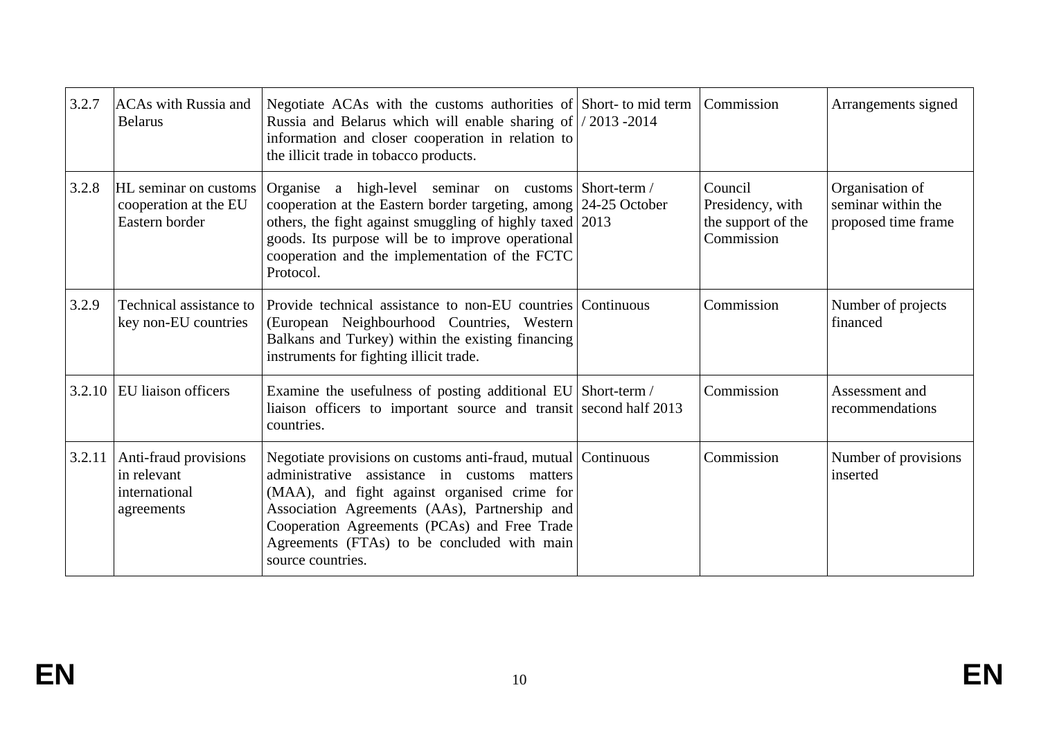| 3.2.7 | ACAs with Russia and Belarus | Negotiate ACAs with the customs authorities of Russia and Belarus which will enable sharing of information and closer cooperation in relation to the illicit trade in tobacco products. | Short- to mid term / 2013 -2014 | Commission | Arrangements signed |
|---|---|---|---|---|---|
| 3.2.8 | HL seminar on customs cooperation at the EU Eastern border | Organise a high-level seminar on customs cooperation at the Eastern border targeting, among others, the fight against smuggling of highly taxed goods. Its purpose will be to improve operational cooperation and the implementation of the FCTC Protocol. | Short-term / 24-25 October 2013 | Council Presidency, with the support of the Commission | Organisation of seminar within the proposed time frame |
| 3.2.9 | Technical assistance to key non-EU countries | Provide technical assistance to non-EU countries (European Neighbourhood Countries, Western Balkans and Turkey) within the existing financing instruments for fighting illicit trade. | Continuous | Commission | Number of projects financed |
| 3.2.10 | EU liaison officers | Examine the usefulness of posting additional EU liaison officers to important source and transit countries. | Short-term / second half 2013 | Commission | Assessment and recommendations |
| 3.2.11 | Anti-fraud provisions in relevant international agreements | Negotiate provisions on customs anti-fraud, mutual administrative assistance in customs matters (MAA), and fight against organised crime for Association Agreements (AAs), Partnership and Cooperation Agreements (PCAs) and Free Trade Agreements (FTAs) to be concluded with main source countries. | Continuous | Commission | Number of provisions inserted |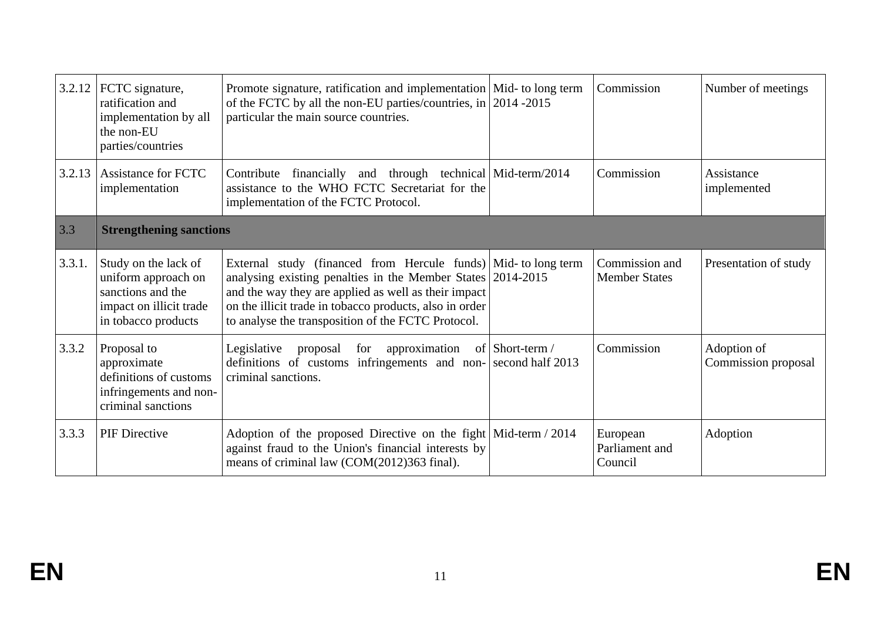| | | | | | |
|---|---|---|---|---|---|
| 3.2.12 | FCTC signature, ratification and implementation by all the non-EU parties/countries | Promote signature, ratification and implementation of the FCTC by all the non-EU parties/countries, in particular the main source countries. | Mid- to long term 2014 -2015 | Commission | Number of meetings |
| 3.2.13 | Assistance for FCTC implementation | Contribute financially and through technical assistance to the WHO FCTC Secretariat for the implementation of the FCTC Protocol. | Mid-term/2014 | Commission | Assistance implemented |
| 3.3 | **Strengthening sanctions** | | | | |
| 3.3.1. | Study on the lack of uniform approach on sanctions and the impact on illicit trade in tobacco products | External study (financed from Hercule funds) analysing existing penalties in the Member States and the way they are applied as well as their impact on the illicit trade in tobacco products, also in order to analyse the transposition of the FCTC Protocol. | Mid- to long term 2014-2015 | Commission and Member States | Presentation of study |
| 3.3.2 | Proposal to approximate definitions of customs infringements and non-criminal sanctions | Legislative proposal for approximation of definitions of customs infringements and non-criminal sanctions. | Short-term / second half 2013 | Commission | Adoption of Commission proposal |
| 3.3.3 | PIF Directive | Adoption of the proposed Directive on the fight against fraud to the Union's financial interests by means of criminal law (COM(2012)363 final). | Mid-term / 2014 | European Parliament and Council | Adoption |